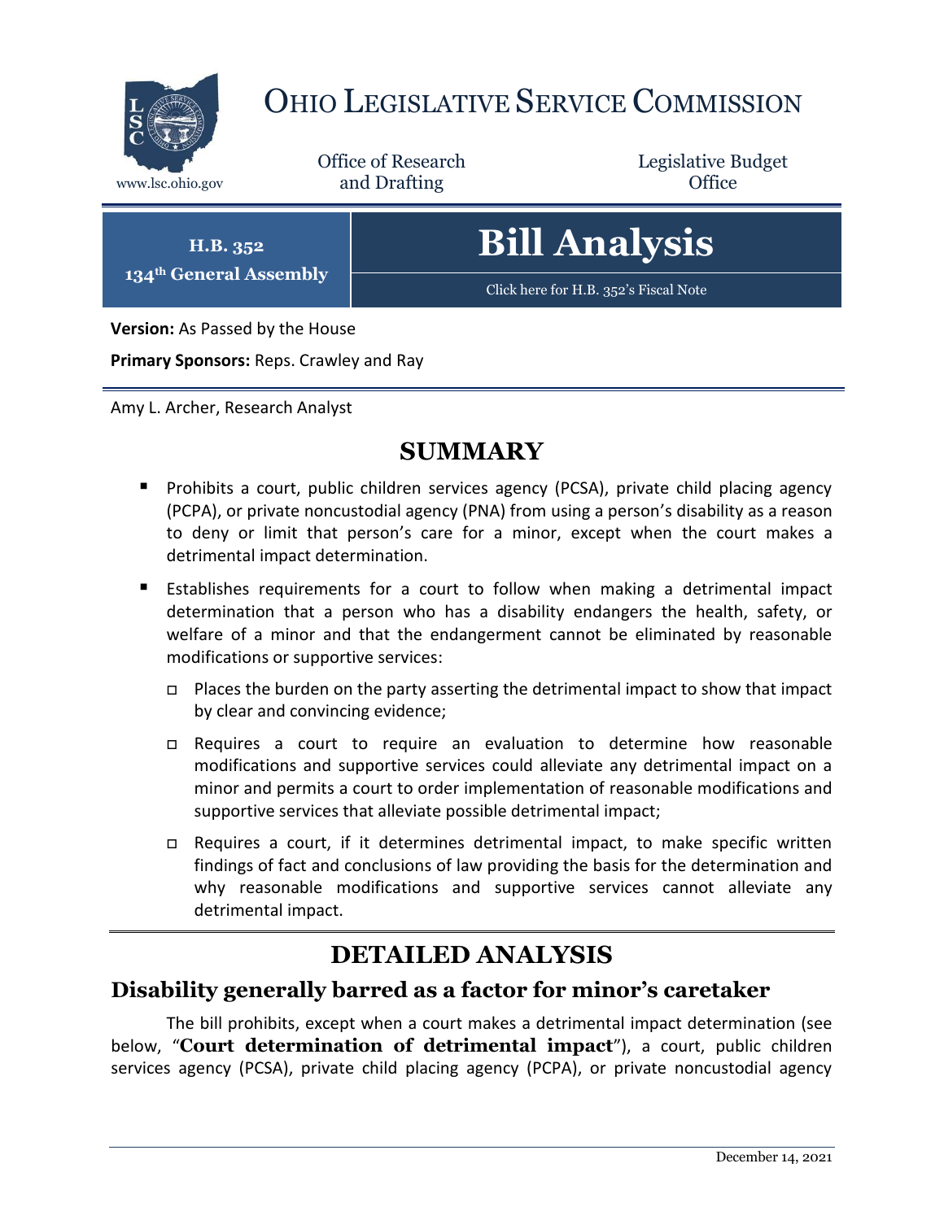# OHIO LEGISLATIVE SERVICE COMMISSION

www.lsc.ohio.gov

Office of Research and Drafting

Legislative Budget Office

**H.B. 352**
**134th General Assembly**

# Bill Analysis

Click here for H.B. 352's Fiscal Note

**Version:** As Passed by the House

**Primary Sponsors:** Reps. Crawley and Ray

Amy L. Archer, Research Analyst

## SUMMARY

- Prohibits a court, public children services agency (PCSA), private child placing agency (PCPA), or private noncustodial agency (PNA) from using a person's disability as a reason to deny or limit that person's care for a minor, except when the court makes a detrimental impact determination.
- Establishes requirements for a court to follow when making a detrimental impact determination that a person who has a disability endangers the health, safety, or welfare of a minor and that the endangerment cannot be eliminated by reasonable modifications or supportive services:
  - Places the burden on the party asserting the detrimental impact to show that impact by clear and convincing evidence;
  - Requires a court to require an evaluation to determine how reasonable modifications and supportive services could alleviate any detrimental impact on a minor and permits a court to order implementation of reasonable modifications and supportive services that alleviate possible detrimental impact;
  - Requires a court, if it determines detrimental impact, to make specific written findings of fact and conclusions of law providing the basis for the determination and why reasonable modifications and supportive services cannot alleviate any detrimental impact.

## DETAILED ANALYSIS

### Disability generally barred as a factor for minor's caretaker

The bill prohibits, except when a court makes a detrimental impact determination (see below, "**Court determination of detrimental impact**"), a court, public children services agency (PCSA), private child placing agency (PCPA), or private noncustodial agency

December 14, 2021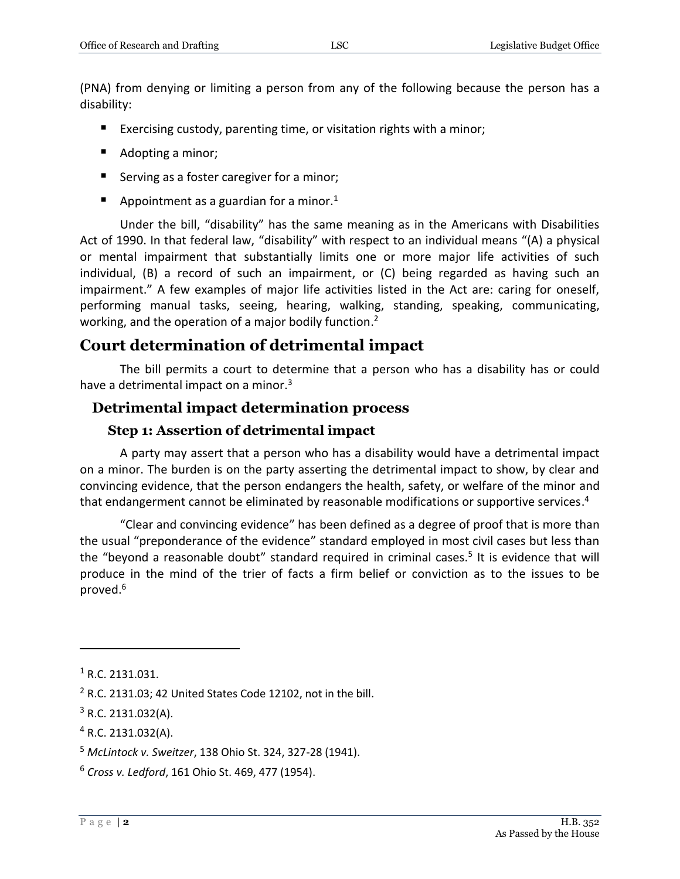(PNA) from denying or limiting a person from any of the following because the person has a disability:

- Exercising custody, parenting time, or visitation rights with a minor;
- Adopting a minor;
- Serving as a foster caregiver for a minor;
- Appointment as a guardian for a minor.[1]

Under the bill, "disability" has the same meaning as in the Americans with Disabilities Act of 1990. In that federal law, "disability" with respect to an individual means "(A) a physical or mental impairment that substantially limits one or more major life activities of such individual, (B) a record of such an impairment, or (C) being regarded as having such an impairment." A few examples of major life activities listed in the Act are: caring for oneself, performing manual tasks, seeing, hearing, walking, standing, speaking, communicating, working, and the operation of a major bodily function.[2]

## Court determination of detrimental impact

The bill permits a court to determine that a person who has a disability has or could have a detrimental impact on a minor.[3]

### Detrimental impact determination process

#### Step 1: Assertion of detrimental impact

A party may assert that a person who has a disability would have a detrimental impact on a minor. The burden is on the party asserting the detrimental impact to show, by clear and convincing evidence, that the person endangers the health, safety, or welfare of the minor and that endangerment cannot be eliminated by reasonable modifications or supportive services.[4]

"Clear and convincing evidence" has been defined as a degree of proof that is more than the usual "preponderance of the evidence" standard employed in most civil cases but less than the "beyond a reasonable doubt" standard required in criminal cases.[5] It is evidence that will produce in the mind of the trier of facts a firm belief or conviction as to the issues to be proved.[6]

---

[1] R.C. 2131.031.

[2] R.C. 2131.03; 42 United States Code 12102, not in the bill.

[3] R.C. 2131.032(A).

[4] R.C. 2131.032(A).

[5] *McLintock v. Sweitzer*, 138 Ohio St. 324, 327-28 (1941).

[6] *Cross v. Ledford*, 161 Ohio St. 469, 477 (1954).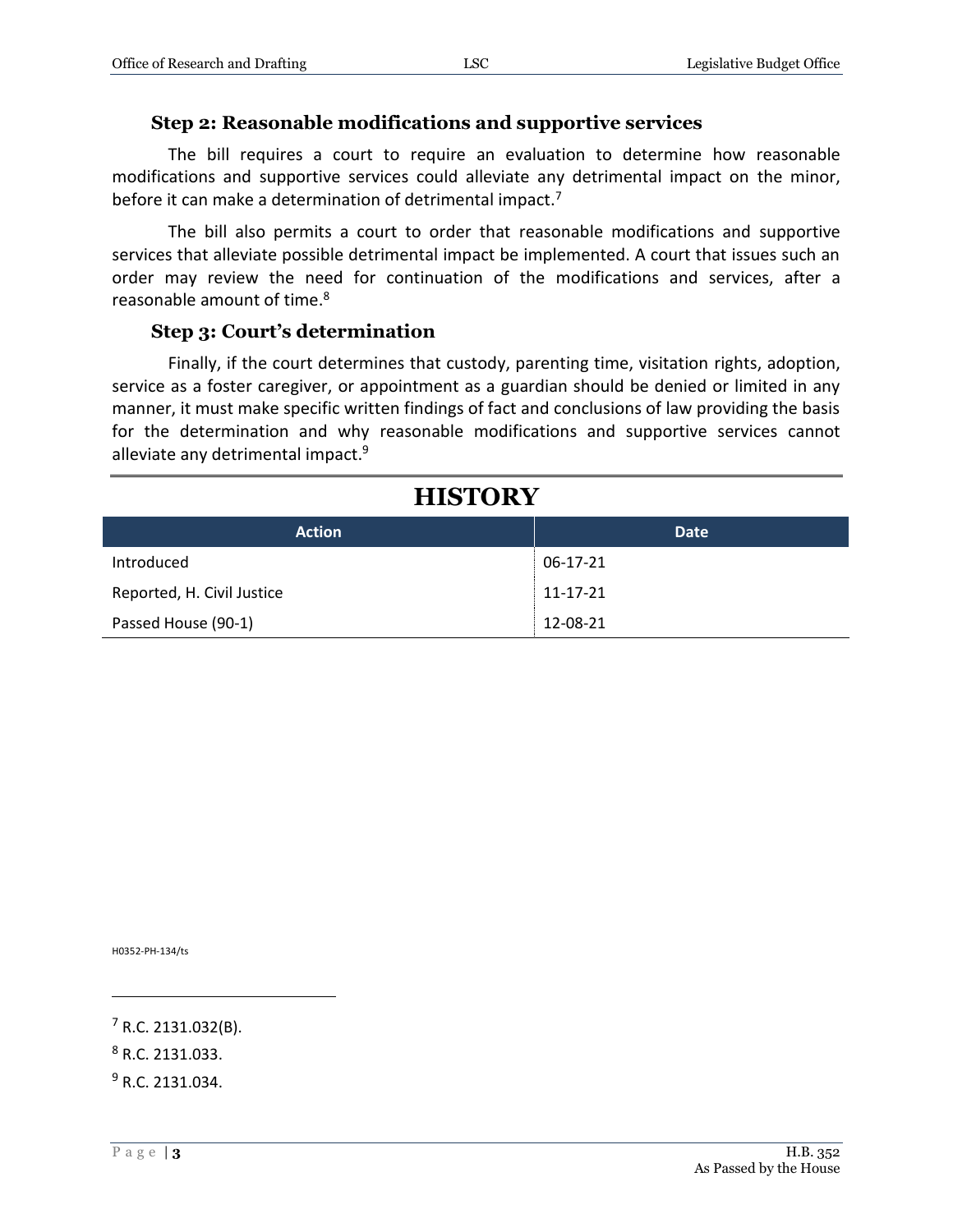### Step 2: Reasonable modifications and supportive services

The bill requires a court to require an evaluation to determine how reasonable modifications and supportive services could alleviate any detrimental impact on the minor, before it can make a determination of detrimental impact.[7]

The bill also permits a court to order that reasonable modifications and supportive services that alleviate possible detrimental impact be implemented. A court that issues such an order may review the need for continuation of the modifications and services, after a reasonable amount of time.[8]

### Step 3: Court's determination

Finally, if the court determines that custody, parenting time, visitation rights, adoption, service as a foster caregiver, or appointment as a guardian should be denied or limited in any manner, it must make specific written findings of fact and conclusions of law providing the basis for the determination and why reasonable modifications and supportive services cannot alleviate any detrimental impact.[9]

## HISTORY

| Action | Date |
|---|---|
| Introduced | 06-17-21 |
| Reported, H. Civil Justice | 11-17-21 |
| Passed House (90-1) | 12-08-21 |

H0352-PH-134/ts

[7] R.C. 2131.032(B).

[8] R.C. 2131.033.

[9] R.C. 2131.034.